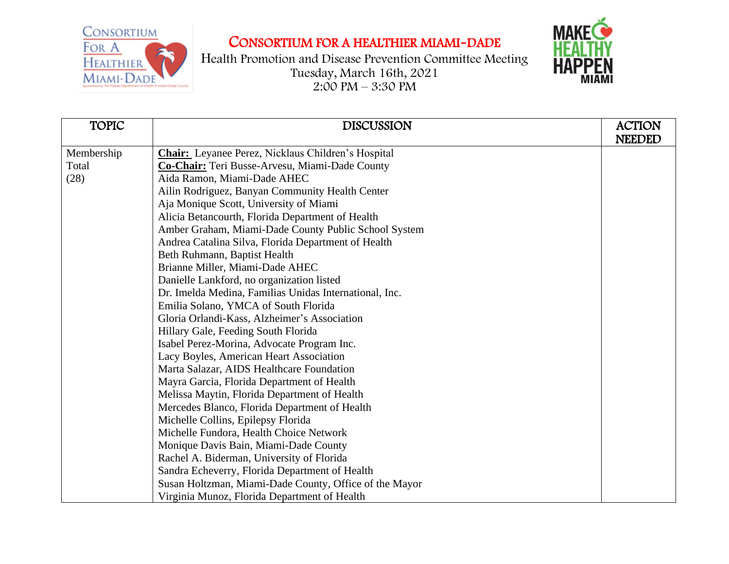# CONSORTIUM FOR A HEALTHIER MIAMI-DADE

Health Promotion and Disease Prevention Committee Meeting
Tuesday, March 16th, 2021
2:00 PM – 3:30 PM

| TOPIC | DISCUSSION | ACTION NEEDED |
|---|---|---|
| Membership Total (28) | **Chair:** Leyanee Perez, Nicklaus Children's Hospital<br>**Co-Chair:** Teri Busse-Arvesu, Miami-Dade County<br>Aida Ramon, Miami-Dade AHEC<br>Ailin Rodriguez, Banyan Community Health Center<br>Aja Monique Scott, University of Miami<br>Alicia Betancourth, Florida Department of Health<br>Amber Graham, Miami-Dade County Public School System<br>Andrea Catalina Silva, Florida Department of Health<br>Beth Ruhmann, Baptist Health<br>Brianne Miller, Miami-Dade AHEC<br>Danielle Lankford, no organization listed<br>Dr. Imelda Medina, Familias Unidas International, Inc.<br>Emilia Solano, YMCA of South Florida<br>Gloria Orlandi-Kass, Alzheimer's Association<br>Hillary Gale, Feeding South Florida<br>Isabel Perez-Morina, Advocate Program Inc.<br>Lacy Boyles, American Heart Association<br>Marta Salazar, AIDS Healthcare Foundation<br>Mayra Garcia, Florida Department of Health<br>Melissa Maytin, Florida Department of Health<br>Mercedes Blanco, Florida Department of Health<br>Michelle Collins, Epilepsy Florida<br>Michelle Fundora, Health Choice Network<br>Monique Davis Bain, Miami-Dade County<br>Rachel A. Biderman, University of Florida<br>Sandra Echeverry, Florida Department of Health<br>Susan Holtzman, Miami-Dade County, Office of the Mayor<br>Virginia Munoz, Florida Department of Health | |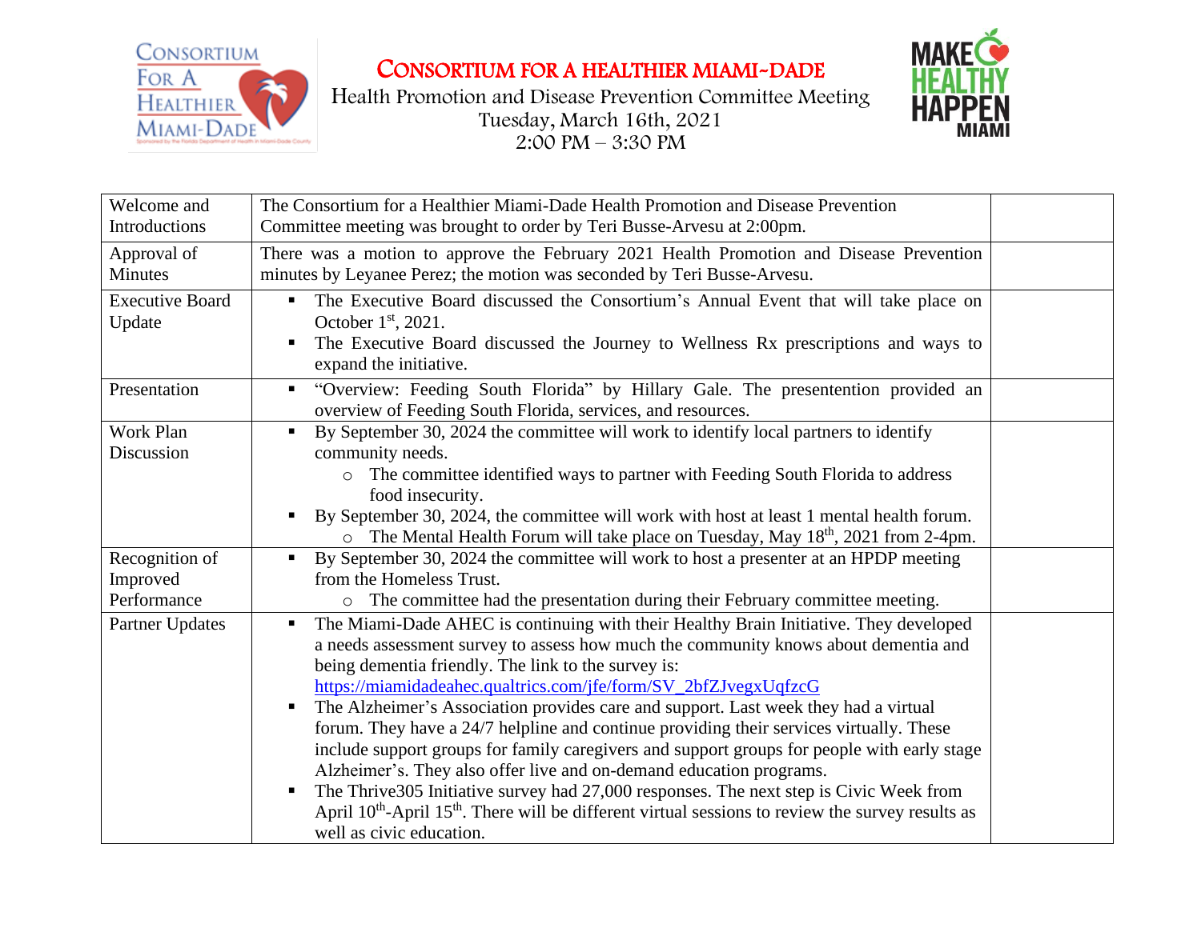# CONSORTIUM FOR A HEALTHIER MIAMI-DADE

Health Promotion and Disease Prevention Committee Meeting
Tuesday, March 16th, 2021
2:00 PM – 3:30 PM

| | | |
|---|---|---|
| Welcome and Introductions | The Consortium for a Healthier Miami-Dade Health Promotion and Disease Prevention Committee meeting was brought to order by Teri Busse-Arvesu at 2:00pm. | |
| Approval of Minutes | There was a motion to approve the February 2021 Health Promotion and Disease Prevention minutes by Leyanee Perez; the motion was seconded by Teri Busse-Arvesu. | |
| Executive Board Update | ▪ The Executive Board discussed the Consortium's Annual Event that will take place on October 1st, 2021.<br>▪ The Executive Board discussed the Journey to Wellness Rx prescriptions and ways to expand the initiative. | |
| Presentation | ▪ "Overview: Feeding South Florida" by Hillary Gale. The presentention provided an overview of Feeding South Florida, services, and resources. | |
| Work Plan Discussion | ▪ By September 30, 2024 the committee will work to identify local partners to identify community needs.<br>  ○ The committee identified ways to partner with Feeding South Florida to address food insecurity.<br>▪ By September 30, 2024, the committee will work with host at least 1 mental health forum.<br>  ○ The Mental Health Forum will take place on Tuesday, May 18th, 2021 from 2-4pm. | |
| Recognition of Improved Performance | ▪ By September 30, 2024 the committee will work to host a presenter at an HPDP meeting from the Homeless Trust.<br>  ○ The committee had the presentation during their February committee meeting. | |
| Partner Updates | ▪ The Miami-Dade AHEC is continuing with their Healthy Brain Initiative. They developed a needs assessment survey to assess how much the community knows about dementia and being dementia friendly. The link to the survey is: https://miamidadeahec.qualtrics.com/jfe/form/SV_2bfZJvegxUqfzcG<br>▪ The Alzheimer's Association provides care and support. Last week they had a virtual forum. They have a 24/7 helpline and continue providing their services virtually. These include support groups for family caregivers and support groups for people with early stage Alzheimer's. They also offer live and on-demand education programs.<br>▪ The Thrive305 Initiative survey had 27,000 responses. The next step is Civic Week from April 10th-April 15th. There will be different virtual sessions to review the survey results as well as civic education. | |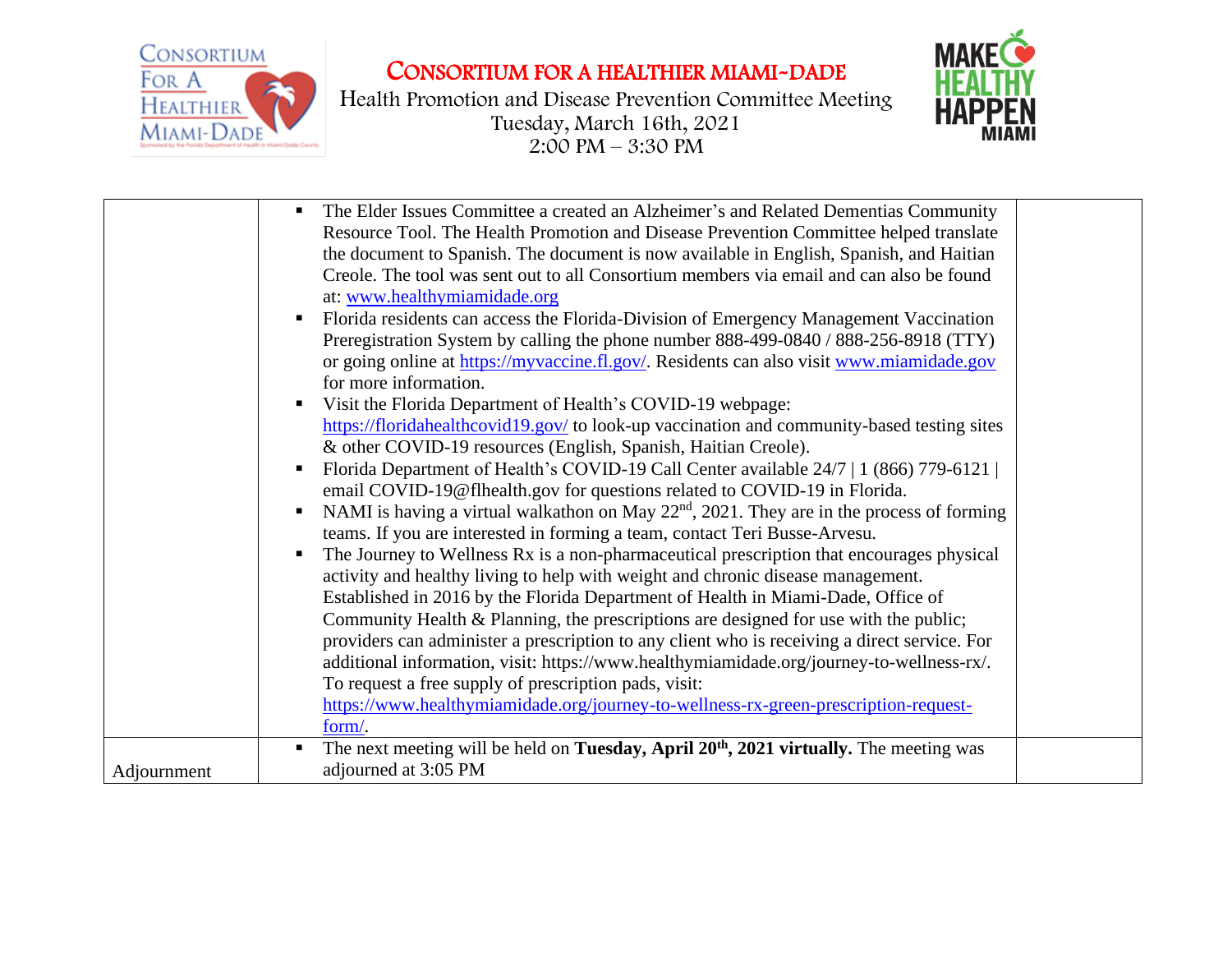# CONSORTIUM FOR A HEALTHIER MIAMI-DADE

Health Promotion and Disease Prevention Committee Meeting
Tuesday, March 16th, 2021
2:00 PM – 3:30 PM

| | | |
|---|---|---|
| | ▪ The Elder Issues Committee a created an Alzheimer's and Related Dementias Community Resource Tool. The Health Promotion and Disease Prevention Committee helped translate the document to Spanish. The document is now available in English, Spanish, and Haitian Creole. The tool was sent out to all Consortium members via email and can also be found at: www.healthymiamidade.org<br>▪ Florida residents can access the Florida-Division of Emergency Management Vaccination Preregistration System by calling the phone number 888-499-0840 / 888-256-8918 (TTY) or going online at https://myvaccine.fl.gov/. Residents can also visit www.miamidade.gov for more information.<br>▪ Visit the Florida Department of Health's COVID-19 webpage: https://floridahealthcovid19.gov/ to look-up vaccination and community-based testing sites & other COVID-19 resources (English, Spanish, Haitian Creole).<br>▪ Florida Department of Health's COVID-19 Call Center available 24/7 \| 1 (866) 779-6121 \| email COVID-19@flhealth.gov for questions related to COVID-19 in Florida.<br>▪ NAMI is having a virtual walkathon on May 22nd, 2021. They are in the process of forming teams. If you are interested in forming a team, contact Teri Busse-Arvesu.<br>▪ The Journey to Wellness Rx is a non-pharmaceutical prescription that encourages physical activity and healthy living to help with weight and chronic disease management. Established in 2016 by the Florida Department of Health in Miami-Dade, Office of Community Health & Planning, the prescriptions are designed for use with the public; providers can administer a prescription to any client who is receiving a direct service. For additional information, visit: https://www.healthymiamidade.org/journey-to-wellness-rx/. To request a free supply of prescription pads, visit: https://www.healthymiamidade.org/journey-to-wellness-rx-green-prescription-request-form/. | |
| Adjournment | ▪ The next meeting will be held on **Tuesday, April 20th, 2021 virtually.** The meeting was adjourned at 3:05 PM | |